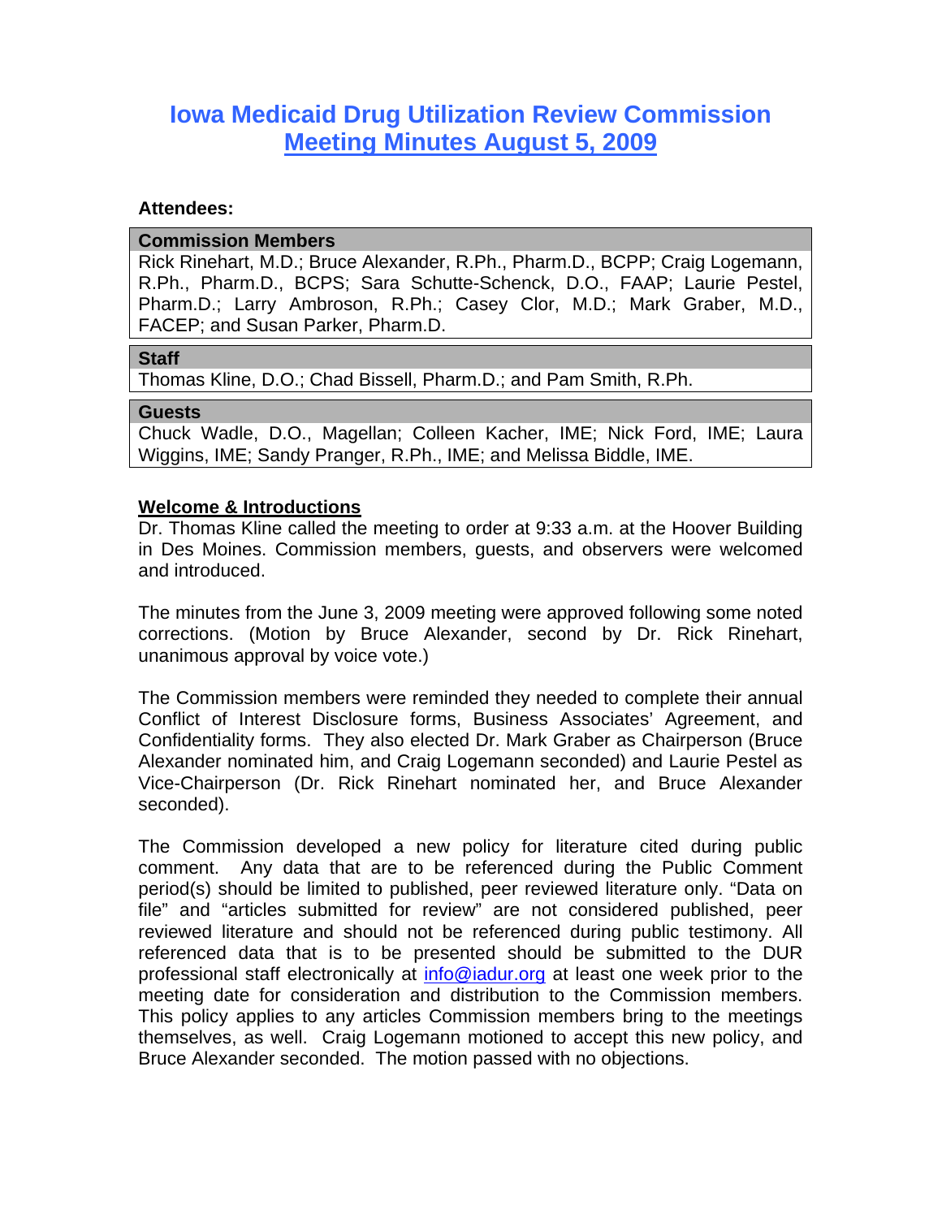# Iowa Medicaid Drug Utilization Review Commission
## Meeting Minutes August 5, 2009

**Attendees:**

| **Commission Members** |
|---|
| Rick Rinehart, M.D.; Bruce Alexander, R.Ph., Pharm.D., BCPP; Craig Logemann, R.Ph., Pharm.D., BCPS; Sara Schutte-Schenck, D.O., FAAP; Laurie Pestel, Pharm.D.; Larry Ambroson, R.Ph.; Casey Clor, M.D.; Mark Graber, M.D., FACEP; and Susan Parker, Pharm.D. |

| **Staff** |
|---|
| Thomas Kline, D.O.; Chad Bissell, Pharm.D.; and Pam Smith, R.Ph. |

| **Guests** |
|---|
| Chuck Wadle, D.O., Magellan; Colleen Kacher, IME; Nick Ford, IME; Laura Wiggins, IME; Sandy Pranger, R.Ph., IME; and Melissa Biddle, IME. |

**Welcome & Introductions**

Dr. Thomas Kline called the meeting to order at 9:33 a.m. at the Hoover Building in Des Moines. Commission members, guests, and observers were welcomed and introduced.

The minutes from the June 3, 2009 meeting were approved following some noted corrections. (Motion by Bruce Alexander, second by Dr. Rick Rinehart, unanimous approval by voice vote.)

The Commission members were reminded they needed to complete their annual Conflict of Interest Disclosure forms, Business Associates' Agreement, and Confidentiality forms. They also elected Dr. Mark Graber as Chairperson (Bruce Alexander nominated him, and Craig Logemann seconded) and Laurie Pestel as Vice-Chairperson (Dr. Rick Rinehart nominated her, and Bruce Alexander seconded).

The Commission developed a new policy for literature cited during public comment. Any data that are to be referenced during the Public Comment period(s) should be limited to published, peer reviewed literature only. "Data on file" and "articles submitted for review" are not considered published, peer reviewed literature and should not be referenced during public testimony. All referenced data that is to be presented should be submitted to the DUR professional staff electronically at info@iadur.org at least one week prior to the meeting date for consideration and distribution to the Commission members. This policy applies to any articles Commission members bring to the meetings themselves, as well. Craig Logemann motioned to accept this new policy, and Bruce Alexander seconded. The motion passed with no objections.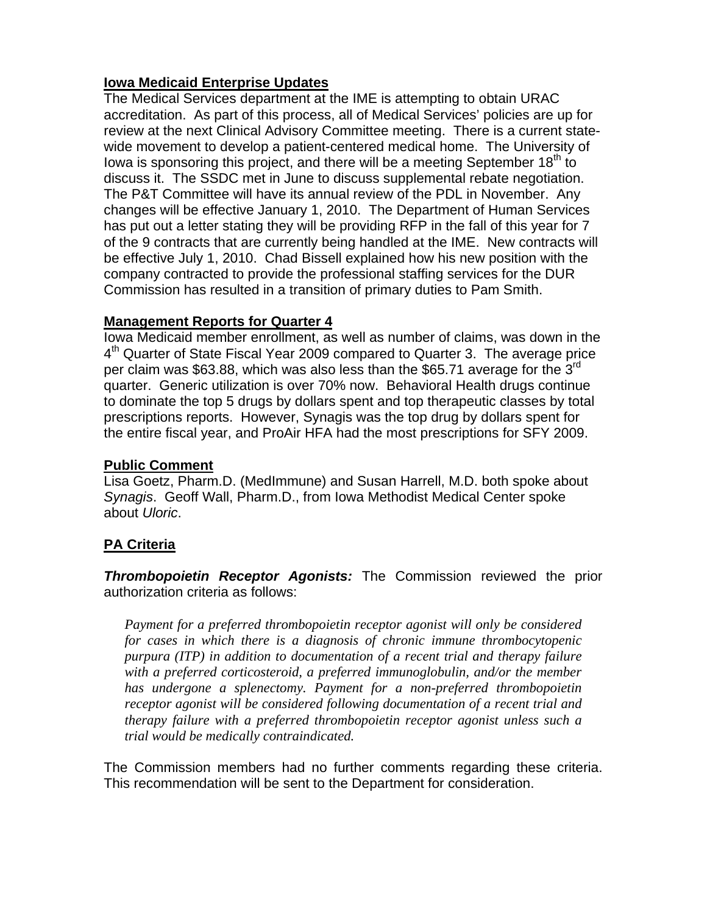## Iowa Medicaid Enterprise Updates

The Medical Services department at the IME is attempting to obtain URAC accreditation. As part of this process, all of Medical Services' policies are up for review at the next Clinical Advisory Committee meeting. There is a current state-wide movement to develop a patient-centered medical home. The University of Iowa is sponsoring this project, and there will be a meeting September 18th to discuss it. The SSDC met in June to discuss supplemental rebate negotiation. The P&T Committee will have its annual review of the PDL in November. Any changes will be effective January 1, 2010. The Department of Human Services has put out a letter stating they will be providing RFP in the fall of this year for 7 of the 9 contracts that are currently being handled at the IME. New contracts will be effective July 1, 2010. Chad Bissell explained how his new position with the company contracted to provide the professional staffing services for the DUR Commission has resulted in a transition of primary duties to Pam Smith.

## Management Reports for Quarter 4

Iowa Medicaid member enrollment, as well as number of claims, was down in the 4th Quarter of State Fiscal Year 2009 compared to Quarter 3. The average price per claim was $63.88, which was also less than the $65.71 average for the 3rd quarter. Generic utilization is over 70% now. Behavioral Health drugs continue to dominate the top 5 drugs by dollars spent and top therapeutic classes by total prescriptions reports. However, Synagis was the top drug by dollars spent for the entire fiscal year, and ProAir HFA had the most prescriptions for SFY 2009.

## Public Comment

Lisa Goetz, Pharm.D. (MedImmune) and Susan Harrell, M.D. both spoke about *Synagis*. Geoff Wall, Pharm.D., from Iowa Methodist Medical Center spoke about *Uloric*.

## PA Criteria

***Thrombopoietin Receptor Agonists:*** The Commission reviewed the prior authorization criteria as follows:

> *Payment for a preferred thrombopoietin receptor agonist will only be considered for cases in which there is a diagnosis of chronic immune thrombocytopenic purpura (ITP) in addition to documentation of a recent trial and therapy failure with a preferred corticosteroid, a preferred immunoglobulin, and/or the member has undergone a splenectomy. Payment for a non-preferred thrombopoietin receptor agonist will be considered following documentation of a recent trial and therapy failure with a preferred thrombopoietin receptor agonist unless such a trial would be medically contraindicated.*

The Commission members had no further comments regarding these criteria. This recommendation will be sent to the Department for consideration.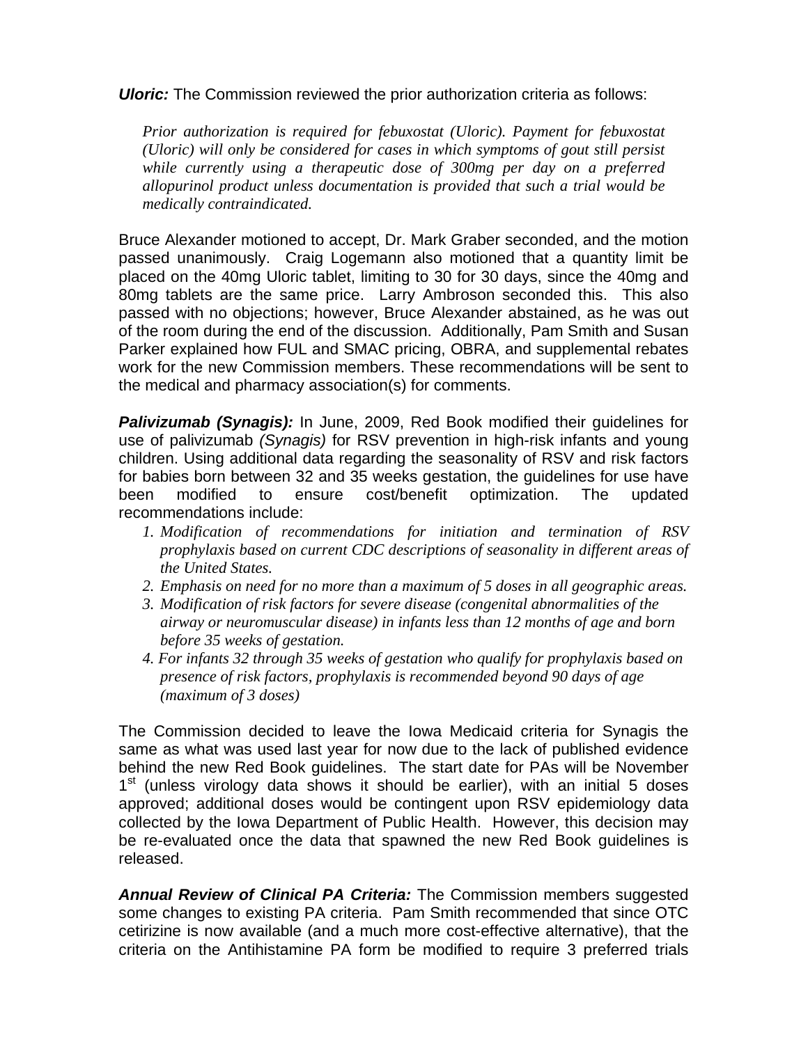***Uloric:*** The Commission reviewed the prior authorization criteria as follows:

> *Prior authorization is required for febuxostat (Uloric). Payment for febuxostat (Uloric) will only be considered for cases in which symptoms of gout still persist while currently using a therapeutic dose of 300mg per day on a preferred allopurinol product unless documentation is provided that such a trial would be medically contraindicated.*

Bruce Alexander motioned to accept, Dr. Mark Graber seconded, and the motion passed unanimously. Craig Logemann also motioned that a quantity limit be placed on the 40mg Uloric tablet, limiting to 30 for 30 days, since the 40mg and 80mg tablets are the same price. Larry Ambroson seconded this. This also passed with no objections; however, Bruce Alexander abstained, as he was out of the room during the end of the discussion. Additionally, Pam Smith and Susan Parker explained how FUL and SMAC pricing, OBRA, and supplemental rebates work for the new Commission members. These recommendations will be sent to the medical and pharmacy association(s) for comments.

***Palivizumab (Synagis):*** In June, 2009, Red Book modified their guidelines for use of palivizumab *(Synagis)* for RSV prevention in high-risk infants and young children. Using additional data regarding the seasonality of RSV and risk factors for babies born between 32 and 35 weeks gestation, the guidelines for use have been modified to ensure cost/benefit optimization. The updated recommendations include:

1. *Modification of recommendations for initiation and termination of RSV prophylaxis based on current CDC descriptions of seasonality in different areas of the United States.*
2. *Emphasis on need for no more than a maximum of 5 doses in all geographic areas.*
3. *Modification of risk factors for severe disease (congenital abnormalities of the airway or neuromuscular disease) in infants less than 12 months of age and born before 35 weeks of gestation.*
4. *For infants 32 through 35 weeks of gestation who qualify for prophylaxis based on presence of risk factors, prophylaxis is recommended beyond 90 days of age (maximum of 3 doses)*

The Commission decided to leave the Iowa Medicaid criteria for Synagis the same as what was used last year for now due to the lack of published evidence behind the new Red Book guidelines. The start date for PAs will be November 1st (unless virology data shows it should be earlier), with an initial 5 doses approved; additional doses would be contingent upon RSV epidemiology data collected by the Iowa Department of Public Health. However, this decision may be re-evaluated once the data that spawned the new Red Book guidelines is released.

***Annual Review of Clinical PA Criteria:*** The Commission members suggested some changes to existing PA criteria. Pam Smith recommended that since OTC cetirizine is now available (and a much more cost-effective alternative), that the criteria on the Antihistamine PA form be modified to require 3 preferred trials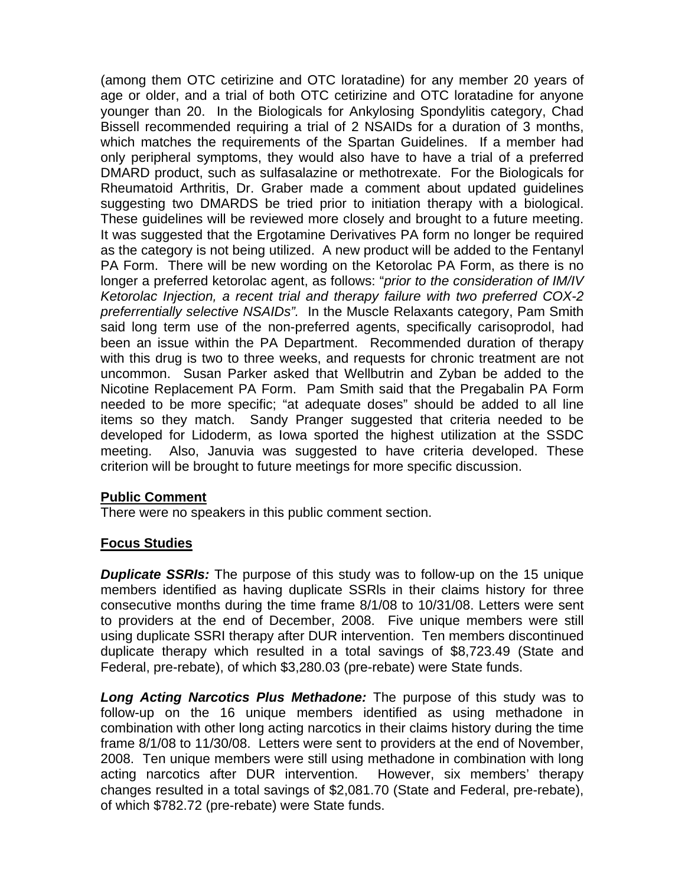(among them OTC cetirizine and OTC loratadine) for any member 20 years of age or older, and a trial of both OTC cetirizine and OTC loratadine for anyone younger than 20. In the Biologicals for Ankylosing Spondylitis category, Chad Bissell recommended requiring a trial of 2 NSAIDs for a duration of 3 months, which matches the requirements of the Spartan Guidelines. If a member had only peripheral symptoms, they would also have to have a trial of a preferred DMARD product, such as sulfasalazine or methotrexate. For the Biologicals for Rheumatoid Arthritis, Dr. Graber made a comment about updated guidelines suggesting two DMARDS be tried prior to initiation therapy with a biological. These guidelines will be reviewed more closely and brought to a future meeting. It was suggested that the Ergotamine Derivatives PA form no longer be required as the category is not being utilized. A new product will be added to the Fentanyl PA Form. There will be new wording on the Ketorolac PA Form, as there is no longer a preferred ketorolac agent, as follows: "*prior to the consideration of IM/IV Ketorolac Injection, a recent trial and therapy failure with two preferred COX-2 preferrentially selective NSAIDs".* In the Muscle Relaxants category, Pam Smith said long term use of the non-preferred agents, specifically carisoprodol, had been an issue within the PA Department. Recommended duration of therapy with this drug is two to three weeks, and requests for chronic treatment are not uncommon. Susan Parker asked that Wellbutrin and Zyban be added to the Nicotine Replacement PA Form. Pam Smith said that the Pregabalin PA Form needed to be more specific; "at adequate doses" should be added to all line items so they match. Sandy Pranger suggested that criteria needed to be developed for Lidoderm, as Iowa sported the highest utilization at the SSDC meeting. Also, Januvia was suggested to have criteria developed. These criterion will be brought to future meetings for more specific discussion.

## Public Comment

There were no speakers in this public comment section.

## Focus Studies

***Duplicate SSRIs:*** The purpose of this study was to follow-up on the 15 unique members identified as having duplicate SSRls in their claims history for three consecutive months during the time frame 8/1/08 to 10/31/08. Letters were sent to providers at the end of December, 2008. Five unique members were still using duplicate SSRI therapy after DUR intervention. Ten members discontinued duplicate therapy which resulted in a total savings of $8,723.49 (State and Federal, pre-rebate), of which $3,280.03 (pre-rebate) were State funds.

***Long Acting Narcotics Plus Methadone:*** The purpose of this study was to follow-up on the 16 unique members identified as using methadone in combination with other long acting narcotics in their claims history during the time frame 8/1/08 to 11/30/08. Letters were sent to providers at the end of November, 2008. Ten unique members were still using methadone in combination with long acting narcotics after DUR intervention. However, six members' therapy changes resulted in a total savings of $2,081.70 (State and Federal, pre-rebate), of which $782.72 (pre-rebate) were State funds.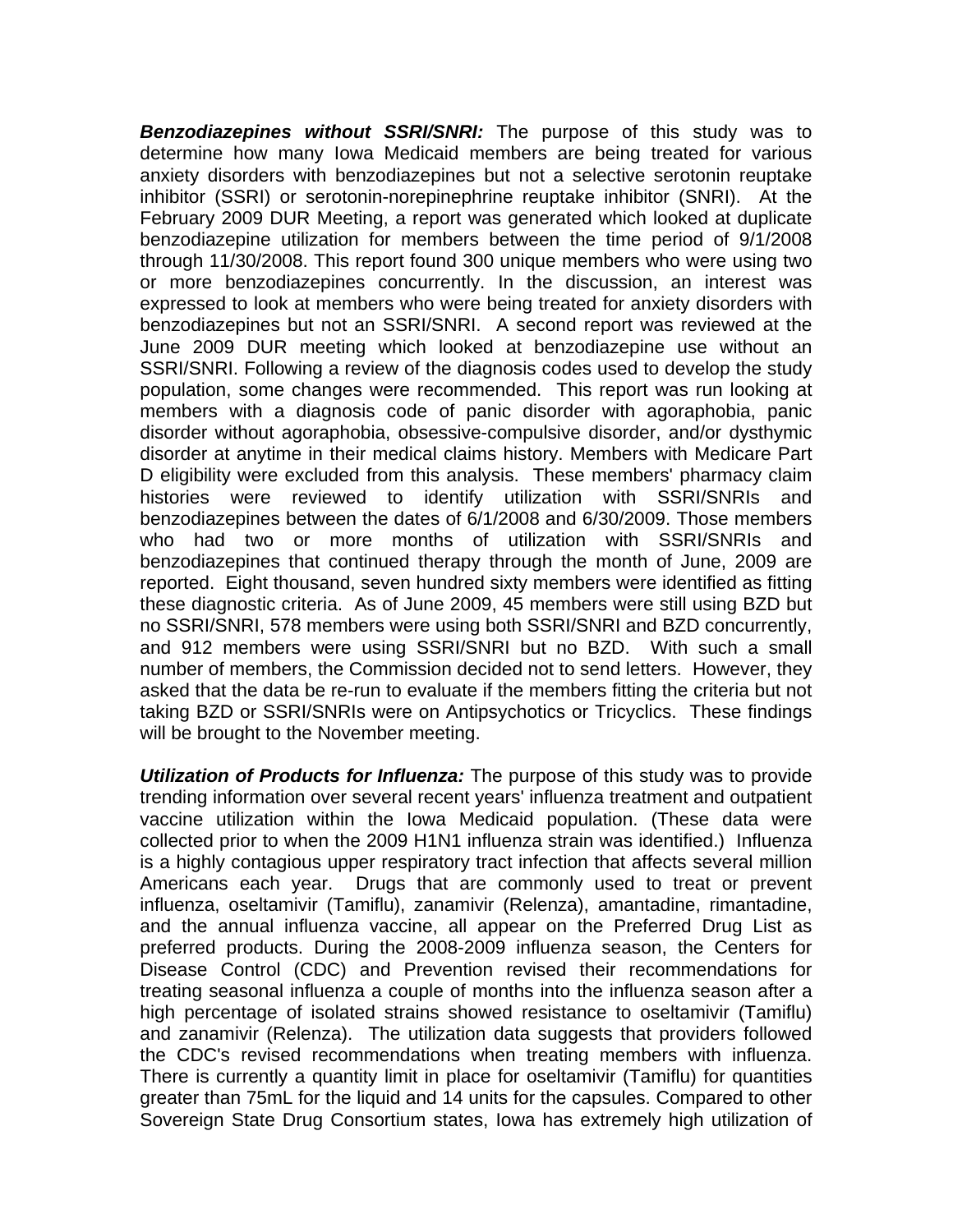***Benzodiazepines without SSRI/SNRI:*** The purpose of this study was to determine how many Iowa Medicaid members are being treated for various anxiety disorders with benzodiazepines but not a selective serotonin reuptake inhibitor (SSRI) or serotonin-norepinephrine reuptake inhibitor (SNRI). At the February 2009 DUR Meeting, a report was generated which looked at duplicate benzodiazepine utilization for members between the time period of 9/1/2008 through 11/30/2008. This report found 300 unique members who were using two or more benzodiazepines concurrently. In the discussion, an interest was expressed to look at members who were being treated for anxiety disorders with benzodiazepines but not an SSRI/SNRI. A second report was reviewed at the June 2009 DUR meeting which looked at benzodiazepine use without an SSRI/SNRI. Following a review of the diagnosis codes used to develop the study population, some changes were recommended. This report was run looking at members with a diagnosis code of panic disorder with agoraphobia, panic disorder without agoraphobia, obsessive-compulsive disorder, and/or dysthymic disorder at anytime in their medical claims history. Members with Medicare Part D eligibility were excluded from this analysis. These members' pharmacy claim histories were reviewed to identify utilization with SSRI/SNRIs and benzodiazepines between the dates of 6/1/2008 and 6/30/2009. Those members who had two or more months of utilization with SSRI/SNRIs and benzodiazepines that continued therapy through the month of June, 2009 are reported. Eight thousand, seven hundred sixty members were identified as fitting these diagnostic criteria. As of June 2009, 45 members were still using BZD but no SSRI/SNRI, 578 members were using both SSRI/SNRI and BZD concurrently, and 912 members were using SSRI/SNRI but no BZD. With such a small number of members, the Commission decided not to send letters. However, they asked that the data be re-run to evaluate if the members fitting the criteria but not taking BZD or SSRI/SNRIs were on Antipsychotics or Tricyclics. These findings will be brought to the November meeting.

***Utilization of Products for Influenza:*** The purpose of this study was to provide trending information over several recent years' influenza treatment and outpatient vaccine utilization within the Iowa Medicaid population. (These data were collected prior to when the 2009 H1N1 influenza strain was identified.) Influenza is a highly contagious upper respiratory tract infection that affects several million Americans each year. Drugs that are commonly used to treat or prevent influenza, oseltamivir (Tamiflu), zanamivir (Relenza), amantadine, rimantadine, and the annual influenza vaccine, all appear on the Preferred Drug List as preferred products. During the 2008-2009 influenza season, the Centers for Disease Control (CDC) and Prevention revised their recommendations for treating seasonal influenza a couple of months into the influenza season after a high percentage of isolated strains showed resistance to oseltamivir (Tamiflu) and zanamivir (Relenza). The utilization data suggests that providers followed the CDC's revised recommendations when treating members with influenza. There is currently a quantity limit in place for oseltamivir (Tamiflu) for quantities greater than 75mL for the liquid and 14 units for the capsules. Compared to other Sovereign State Drug Consortium states, Iowa has extremely high utilization of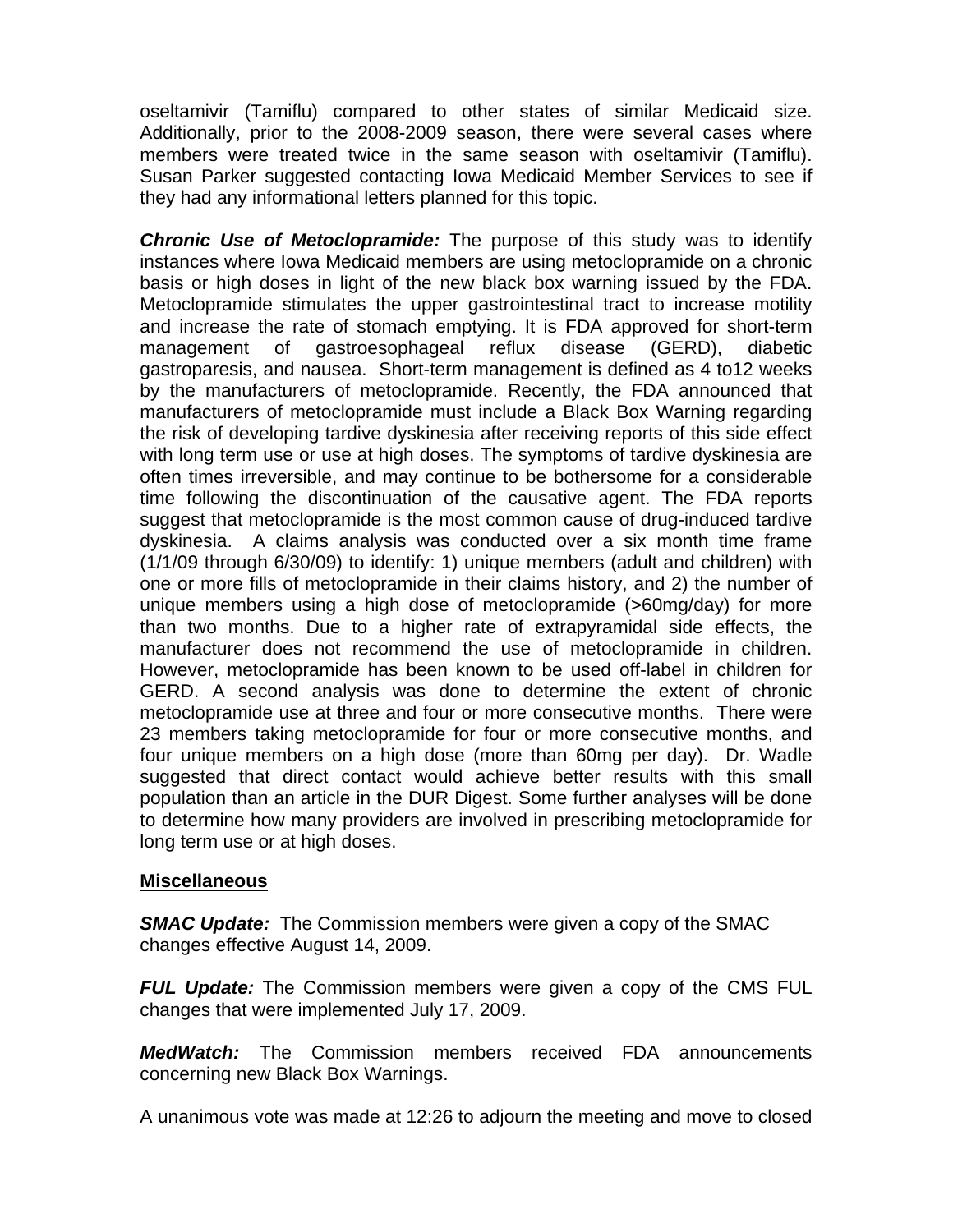oseltamivir (Tamiflu) compared to other states of similar Medicaid size. Additionally, prior to the 2008-2009 season, there were several cases where members were treated twice in the same season with oseltamivir (Tamiflu). Susan Parker suggested contacting Iowa Medicaid Member Services to see if they had any informational letters planned for this topic.

***Chronic Use of Metoclopramide:*** The purpose of this study was to identify instances where Iowa Medicaid members are using metoclopramide on a chronic basis or high doses in light of the new black box warning issued by the FDA. Metoclopramide stimulates the upper gastrointestinal tract to increase motility and increase the rate of stomach emptying. It is FDA approved for short-term management of gastroesophageal reflux disease (GERD), diabetic gastroparesis, and nausea. Short-term management is defined as 4 to12 weeks by the manufacturers of metoclopramide. Recently, the FDA announced that manufacturers of metoclopramide must include a Black Box Warning regarding the risk of developing tardive dyskinesia after receiving reports of this side effect with long term use or use at high doses. The symptoms of tardive dyskinesia are often times irreversible, and may continue to be bothersome for a considerable time following the discontinuation of the causative agent. The FDA reports suggest that metoclopramide is the most common cause of drug-induced tardive dyskinesia. A claims analysis was conducted over a six month time frame (1/1/09 through 6/30/09) to identify: 1) unique members (adult and children) with one or more fills of metoclopramide in their claims history, and 2) the number of unique members using a high dose of metoclopramide (>60mg/day) for more than two months. Due to a higher rate of extrapyramidal side effects, the manufacturer does not recommend the use of metoclopramide in children. However, metoclopramide has been known to be used off-label in children for GERD. A second analysis was done to determine the extent of chronic metoclopramide use at three and four or more consecutive months. There were 23 members taking metoclopramide for four or more consecutive months, and four unique members on a high dose (more than 60mg per day). Dr. Wadle suggested that direct contact would achieve better results with this small population than an article in the DUR Digest. Some further analyses will be done to determine how many providers are involved in prescribing metoclopramide for long term use or at high doses.

**Miscellaneous**

***SMAC Update:*** The Commission members were given a copy of the SMAC changes effective August 14, 2009.

***FUL Update:*** The Commission members were given a copy of the CMS FUL changes that were implemented July 17, 2009.

***MedWatch:*** The Commission members received FDA announcements concerning new Black Box Warnings.

A unanimous vote was made at 12:26 to adjourn the meeting and move to closed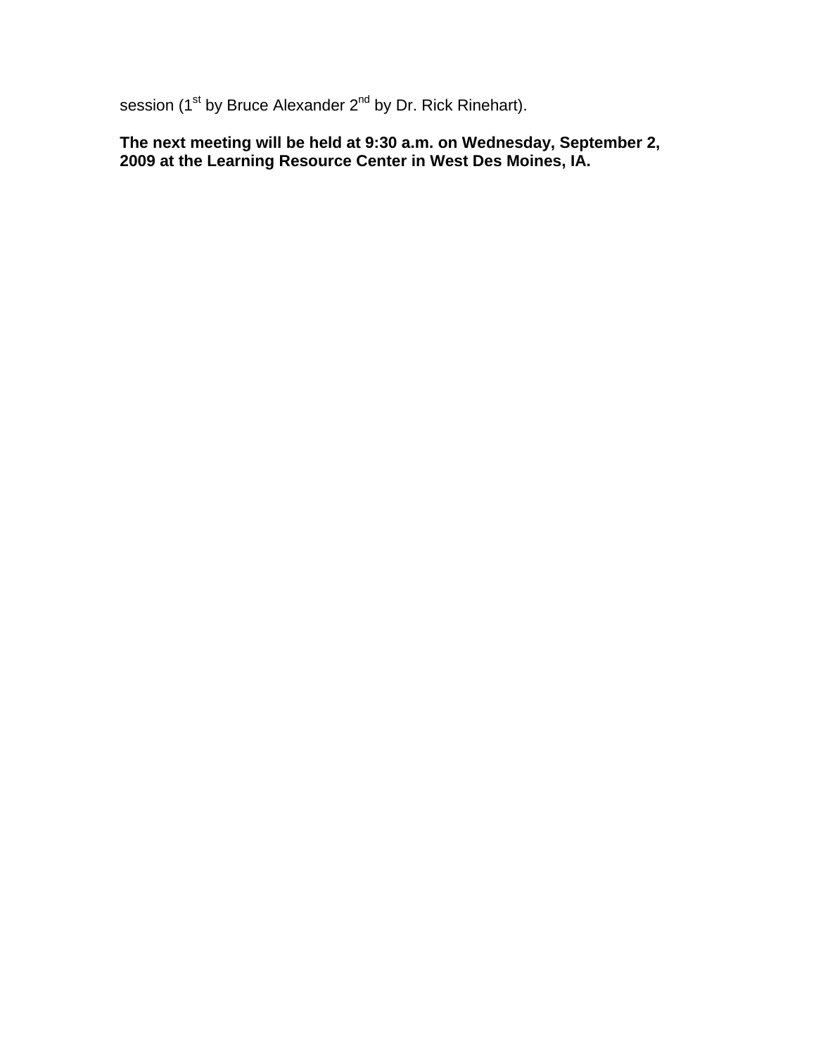session (1st by Bruce Alexander 2nd by Dr. Rick Rinehart).

**The next meeting will be held at 9:30 a.m. on Wednesday, September 2, 2009 at the Learning Resource Center in West Des Moines, IA.**